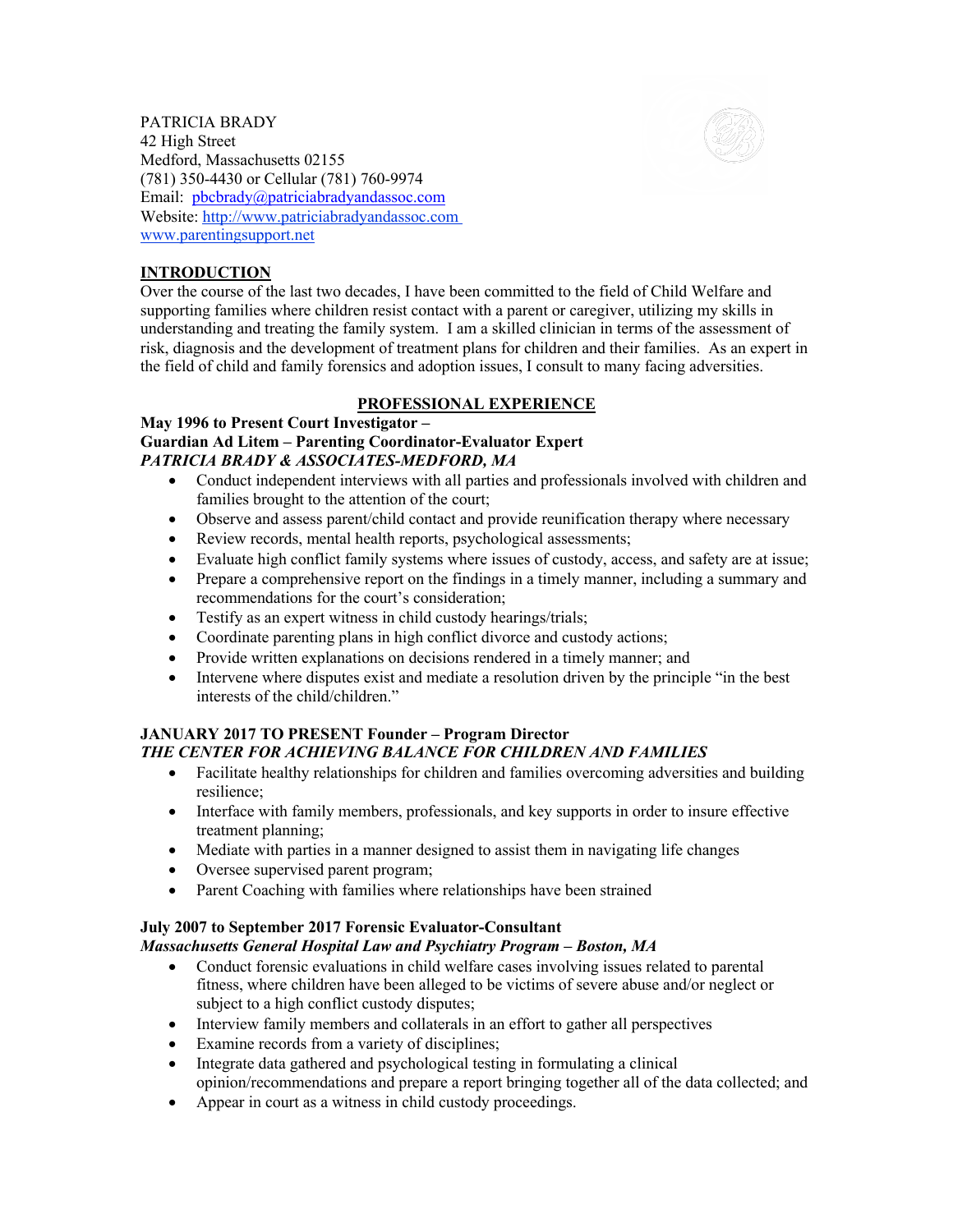PATRICIA BRADY
42 High Street
Medford, Massachusetts 02155
(781) 350-4430 or Cellular (781) 760-9974
Email: pbcbrady@patriciabradyandassoc.com
Website: http://www.patriciabradyandassoc.com
www.parentingsupport.net

## INTRODUCTION

Over the course of the last two decades, I have been committed to the field of Child Welfare and supporting families where children resist contact with a parent or caregiver, utilizing my skills in understanding and treating the family system. I am a skilled clinician in terms of the assessment of risk, diagnosis and the development of treatment plans for children and their families. As an expert in the field of child and family forensics and adoption issues, I consult to many facing adversities.

## PROFESSIONAL EXPERIENCE

**May 1996 to Present Court Investigator –**
**Guardian Ad Litem – Parenting Coordinator-Evaluator Expert**
***PATRICIA BRADY & ASSOCIATES-MEDFORD, MA***

- Conduct independent interviews with all parties and professionals involved with children and families brought to the attention of the court;
- Observe and assess parent/child contact and provide reunification therapy where necessary
- Review records, mental health reports, psychological assessments;
- Evaluate high conflict family systems where issues of custody, access, and safety are at issue;
- Prepare a comprehensive report on the findings in a timely manner, including a summary and recommendations for the court's consideration;
- Testify as an expert witness in child custody hearings/trials;
- Coordinate parenting plans in high conflict divorce and custody actions;
- Provide written explanations on decisions rendered in a timely manner; and
- Intervene where disputes exist and mediate a resolution driven by the principle "in the best interests of the child/children."

**JANUARY 2017 TO PRESENT Founder – Program Director**
***THE CENTER FOR ACHIEVING BALANCE FOR CHILDREN AND FAMILIES***

- Facilitate healthy relationships for children and families overcoming adversities and building resilience;
- Interface with family members, professionals, and key supports in order to insure effective treatment planning;
- Mediate with parties in a manner designed to assist them in navigating life changes
- Oversee supervised parent program;
- Parent Coaching with families where relationships have been strained

**July 2007 to September 2017 Forensic Evaluator-Consultant**
***Massachusetts General Hospital Law and Psychiatry Program – Boston, MA***

- Conduct forensic evaluations in child welfare cases involving issues related to parental fitness, where children have been alleged to be victims of severe abuse and/or neglect or subject to a high conflict custody disputes;
- Interview family members and collaterals in an effort to gather all perspectives
- Examine records from a variety of disciplines;
- Integrate data gathered and psychological testing in formulating a clinical opinion/recommendations and prepare a report bringing together all of the data collected; and
- Appear in court as a witness in child custody proceedings.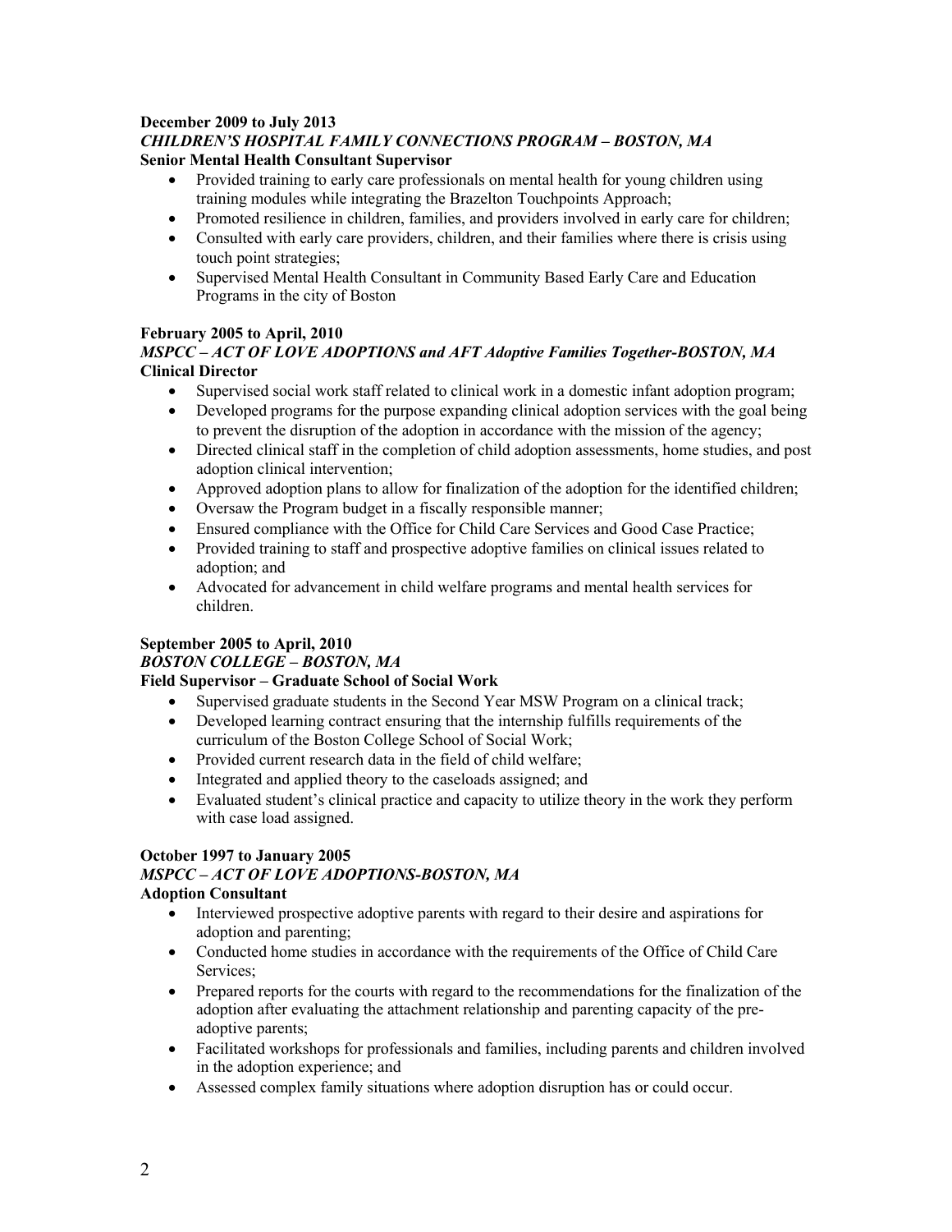**December 2009 to July 2013**
***CHILDREN'S HOSPITAL FAMILY CONNECTIONS PROGRAM – BOSTON, MA***
**Senior Mental Health Consultant Supervisor**

- Provided training to early care professionals on mental health for young children using training modules while integrating the Brazelton Touchpoints Approach;
- Promoted resilience in children, families, and providers involved in early care for children;
- Consulted with early care providers, children, and their families where there is crisis using touch point strategies;
- Supervised Mental Health Consultant in Community Based Early Care and Education Programs in the city of Boston

**February 2005 to April, 2010**
***MSPCC – ACT OF LOVE ADOPTIONS and AFT Adoptive Families Together-BOSTON, MA***
**Clinical Director**

- Supervised social work staff related to clinical work in a domestic infant adoption program;
- Developed programs for the purpose expanding clinical adoption services with the goal being to prevent the disruption of the adoption in accordance with the mission of the agency;
- Directed clinical staff in the completion of child adoption assessments, home studies, and post adoption clinical intervention;
- Approved adoption plans to allow for finalization of the adoption for the identified children;
- Oversaw the Program budget in a fiscally responsible manner;
- Ensured compliance with the Office for Child Care Services and Good Case Practice;
- Provided training to staff and prospective adoptive families on clinical issues related to adoption; and
- Advocated for advancement in child welfare programs and mental health services for children.

**September 2005 to April, 2010**
***BOSTON COLLEGE – BOSTON, MA***
**Field Supervisor – Graduate School of Social Work**

- Supervised graduate students in the Second Year MSW Program on a clinical track;
- Developed learning contract ensuring that the internship fulfills requirements of the curriculum of the Boston College School of Social Work;
- Provided current research data in the field of child welfare;
- Integrated and applied theory to the caseloads assigned; and
- Evaluated student's clinical practice and capacity to utilize theory in the work they perform with case load assigned.

**October 1997 to January 2005**
***MSPCC – ACT OF LOVE ADOPTIONS-BOSTON, MA***
**Adoption Consultant**

- Interviewed prospective adoptive parents with regard to their desire and aspirations for adoption and parenting;
- Conducted home studies in accordance with the requirements of the Office of Child Care Services;
- Prepared reports for the courts with regard to the recommendations for the finalization of the adoption after evaluating the attachment relationship and parenting capacity of the pre-adoptive parents;
- Facilitated workshops for professionals and families, including parents and children involved in the adoption experience; and
- Assessed complex family situations where adoption disruption has or could occur.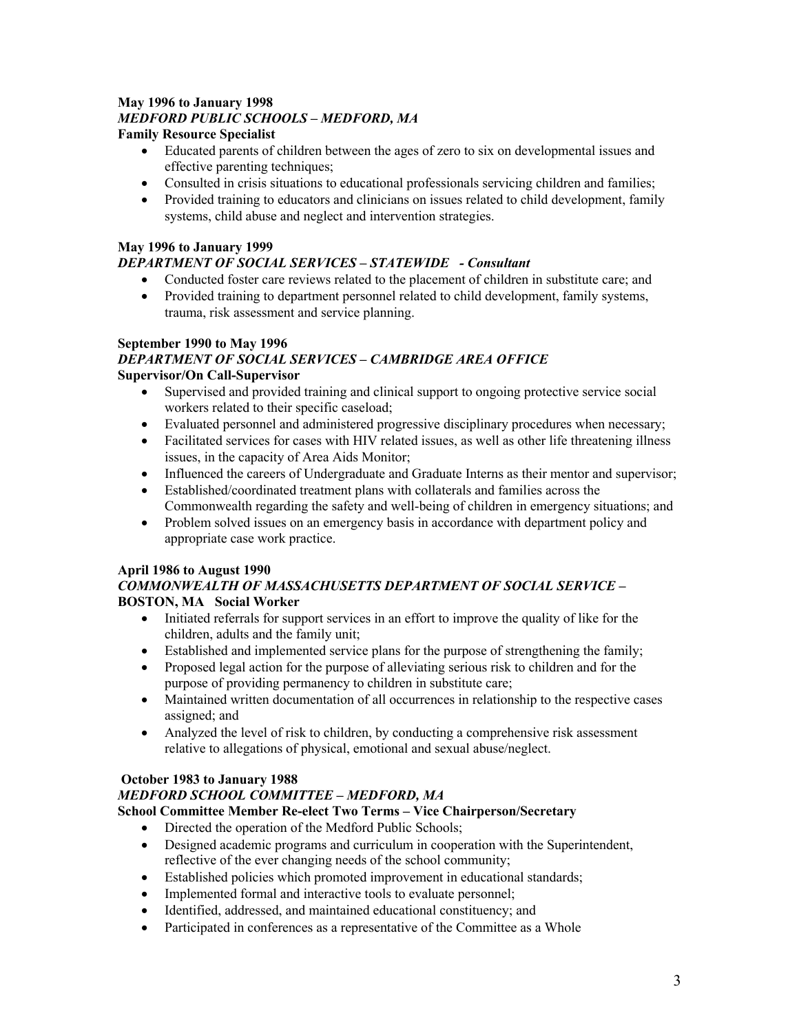**May 1996 to January 1998**
***MEDFORD PUBLIC SCHOOLS – MEDFORD, MA***
**Family Resource Specialist**

- Educated parents of children between the ages of zero to six on developmental issues and effective parenting techniques;
- Consulted in crisis situations to educational professionals servicing children and families;
- Provided training to educators and clinicians on issues related to child development, family systems, child abuse and neglect and intervention strategies.

**May 1996 to January 1999**
***DEPARTMENT OF SOCIAL SERVICES – STATEWIDE - Consultant***

- Conducted foster care reviews related to the placement of children in substitute care; and
- Provided training to department personnel related to child development, family systems, trauma, risk assessment and service planning.

**September 1990 to May 1996**
***DEPARTMENT OF SOCIAL SERVICES – CAMBRIDGE AREA OFFICE***
**Supervisor/On Call-Supervisor**

- Supervised and provided training and clinical support to ongoing protective service social workers related to their specific caseload;
- Evaluated personnel and administered progressive disciplinary procedures when necessary;
- Facilitated services for cases with HIV related issues, as well as other life threatening illness issues, in the capacity of Area Aids Monitor;
- Influenced the careers of Undergraduate and Graduate Interns as their mentor and supervisor;
- Established/coordinated treatment plans with collaterals and families across the Commonwealth regarding the safety and well-being of children in emergency situations; and
- Problem solved issues on an emergency basis in accordance with department policy and appropriate case work practice.

**April 1986 to August 1990**
***COMMONWEALTH OF MASSACHUSETTS DEPARTMENT OF SOCIAL SERVICE –* BOSTON, MA Social Worker**

- Initiated referrals for support services in an effort to improve the quality of like for the children, adults and the family unit;
- Established and implemented service plans for the purpose of strengthening the family;
- Proposed legal action for the purpose of alleviating serious risk to children and for the purpose of providing permanency to children in substitute care;
- Maintained written documentation of all occurrences in relationship to the respective cases assigned; and
- Analyzed the level of risk to children, by conducting a comprehensive risk assessment relative to allegations of physical, emotional and sexual abuse/neglect.

**October 1983 to January 1988**
***MEDFORD SCHOOL COMMITTEE – MEDFORD, MA***
**School Committee Member Re-elect Two Terms – Vice Chairperson/Secretary**

- Directed the operation of the Medford Public Schools;
- Designed academic programs and curriculum in cooperation with the Superintendent, reflective of the ever changing needs of the school community;
- Established policies which promoted improvement in educational standards;
- Implemented formal and interactive tools to evaluate personnel;
- Identified, addressed, and maintained educational constituency; and
- Participated in conferences as a representative of the Committee as a Whole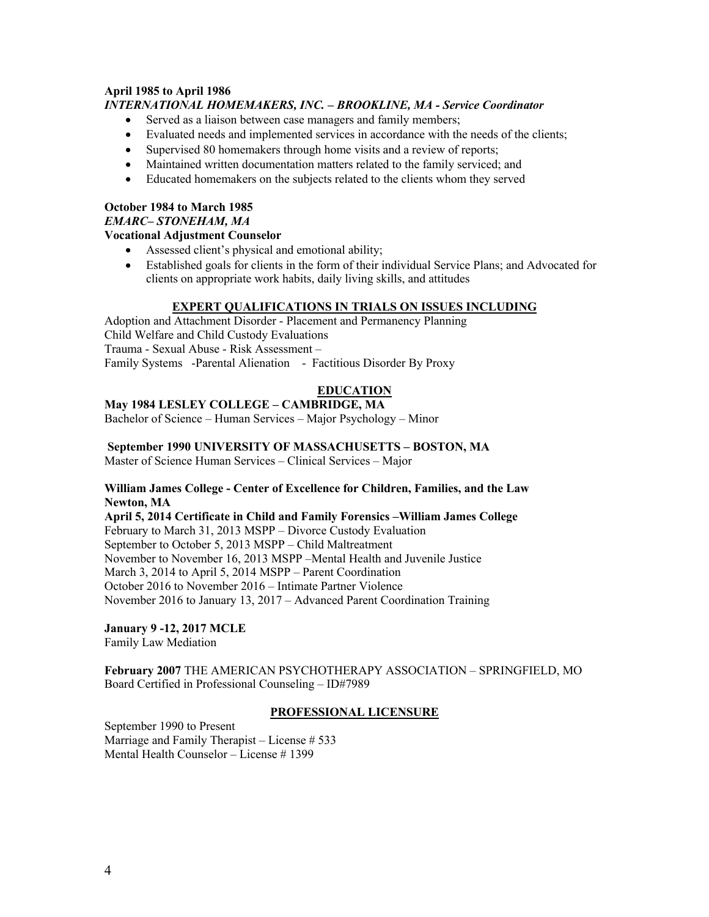**April 1985 to April 1986**
***INTERNATIONAL HOMEMAKERS, INC. – BROOKLINE, MA - Service Coordinator***

- Served as a liaison between case managers and family members;
- Evaluated needs and implemented services in accordance with the needs of the clients;
- Supervised 80 homemakers through home visits and a review of reports;
- Maintained written documentation matters related to the family serviced; and
- Educated homemakers on the subjects related to the clients whom they served

**October 1984 to March 1985**
***EMARC– STONEHAM, MA***
**Vocational Adjustment Counselor**

- Assessed client's physical and emotional ability;
- Established goals for clients in the form of their individual Service Plans; and Advocated for clients on appropriate work habits, daily living skills, and attitudes

## EXPERT QUALIFICATIONS IN TRIALS ON ISSUES INCLUDING

Adoption and Attachment Disorder - Placement and Permanency Planning
Child Welfare and Child Custody Evaluations
Trauma - Sexual Abuse - Risk Assessment –
Family Systems -Parental Alienation - Factitious Disorder By Proxy

## EDUCATION

**May 1984 LESLEY COLLEGE – CAMBRIDGE, MA**
Bachelor of Science – Human Services – Major Psychology – Minor

**September 1990 UNIVERSITY OF MASSACHUSETTS – BOSTON, MA**
Master of Science Human Services – Clinical Services – Major

**William James College - Center of Excellence for Children, Families, and the Law Newton, MA**
**April 5, 2014 Certificate in Child and Family Forensics –William James College**
February to March 31, 2013 MSPP – Divorce Custody Evaluation
September to October 5, 2013 MSPP – Child Maltreatment
November to November 16, 2013 MSPP –Mental Health and Juvenile Justice
March 3, 2014 to April 5, 2014 MSPP – Parent Coordination
October 2016 to November 2016 – Intimate Partner Violence
November 2016 to January 13, 2017 – Advanced Parent Coordination Training

**January 9 -12, 2017 MCLE**
Family Law Mediation

**February 2007** THE AMERICAN PSYCHOTHERAPY ASSOCIATION – SPRINGFIELD, MO
Board Certified in Professional Counseling – ID#7989

## PROFESSIONAL LICENSURE

September 1990 to Present
Marriage and Family Therapist – License # 533
Mental Health Counselor – License # 1399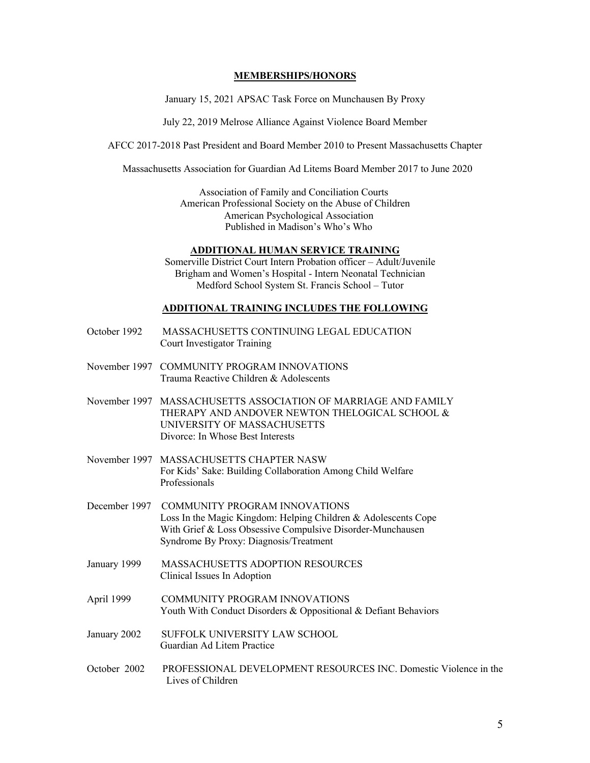**MEMBERSHIPS/HONORS**

January 15, 2021 APSAC Task Force on Munchausen By Proxy

July 22, 2019 Melrose Alliance Against Violence Board Member

AFCC 2017-2018 Past President and Board Member 2010 to Present Massachusetts Chapter

Massachusetts Association for Guardian Ad Litems Board Member 2017 to June 2020

Association of Family and Conciliation Courts
American Professional Society on the Abuse of Children
American Psychological Association
Published in Madison's Who's Who

**ADDITIONAL HUMAN SERVICE TRAINING**

Somerville District Court Intern Probation officer – Adult/Juvenile
Brigham and Women's Hospital - Intern Neonatal Technician
Medford School System St. Francis School – Tutor

**ADDITIONAL TRAINING INCLUDES THE FOLLOWING**

October 1992 MASSACHUSETTS CONTINUING LEGAL EDUCATION
Court Investigator Training

November 1997 COMMUNITY PROGRAM INNOVATIONS
Trauma Reactive Children & Adolescents

November 1997 MASSACHUSETTS ASSOCIATION OF MARRIAGE AND FAMILY THERAPY AND ANDOVER NEWTON THELOGICAL SCHOOL & UNIVERSITY OF MASSACHUSETTS
Divorce: In Whose Best Interests

November 1997 MASSACHUSETTS CHAPTER NASW
For Kids' Sake: Building Collaboration Among Child Welfare Professionals

December 1997 COMMUNITY PROGRAM INNOVATIONS
Loss In the Magic Kingdom: Helping Children & Adolescents Cope With Grief & Loss Obsessive Compulsive Disorder-Munchausen Syndrome By Proxy: Diagnosis/Treatment

January 1999 MASSACHUSETTS ADOPTION RESOURCES
Clinical Issues In Adoption

April 1999 COMMUNITY PROGRAM INNOVATIONS
Youth With Conduct Disorders & Oppositional & Defiant Behaviors

January 2002 SUFFOLK UNIVERSITY LAW SCHOOL
Guardian Ad Litem Practice

October 2002 PROFESSIONAL DEVELOPMENT RESOURCES INC. Domestic Violence in the Lives of Children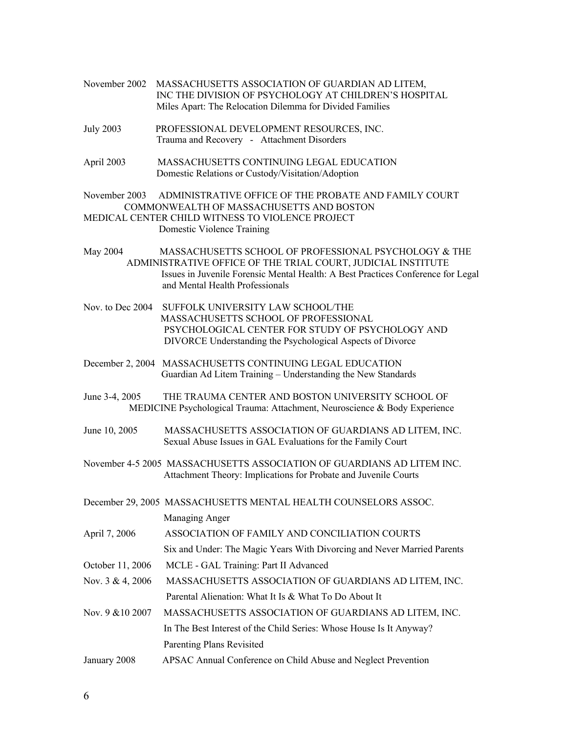November 2002 MASSACHUSETTS ASSOCIATION OF GUARDIAN AD LITEM, INC THE DIVISION OF PSYCHOLOGY AT CHILDREN'S HOSPITAL
Miles Apart: The Relocation Dilemma for Divided Families

July 2003 PROFESSIONAL DEVELOPMENT RESOURCES, INC.
Trauma and Recovery - Attachment Disorders

April 2003 MASSACHUSETTS CONTINUING LEGAL EDUCATION
Domestic Relations or Custody/Visitation/Adoption

November 2003 ADMINISTRATIVE OFFICE OF THE PROBATE AND FAMILY COURT COMMONWEALTH OF MASSACHUSETTS AND BOSTON MEDICAL CENTER CHILD WITNESS TO VIOLENCE PROJECT
Domestic Violence Training

May 2004 MASSACHUSETTS SCHOOL OF PROFESSIONAL PSYCHOLOGY & THE ADMINISTRATIVE OFFICE OF THE TRIAL COURT, JUDICIAL INSTITUTE
Issues in Juvenile Forensic Mental Health: A Best Practices Conference for Legal and Mental Health Professionals

Nov. to Dec 2004 SUFFOLK UNIVERSITY LAW SCHOOL/THE MASSACHUSETTS SCHOOL OF PROFESSIONAL PSYCHOLOGICAL CENTER FOR STUDY OF PSYCHOLOGY AND DIVORCE Understanding the Psychological Aspects of Divorce

December 2, 2004 MASSACHUSETTS CONTINUING LEGAL EDUCATION
Guardian Ad Litem Training – Understanding the New Standards

June 3-4, 2005 THE TRAUMA CENTER AND BOSTON UNIVERSITY SCHOOL OF MEDICINE Psychological Trauma: Attachment, Neuroscience & Body Experience

June 10, 2005 MASSACHUSETTS ASSOCIATION OF GUARDIANS AD LITEM, INC.
Sexual Abuse Issues in GAL Evaluations for the Family Court

November 4-5 2005 MASSACHUSETTS ASSOCIATION OF GUARDIANS AD LITEM INC.
Attachment Theory: Implications for Probate and Juvenile Courts

December 29, 2005 MASSACHUSETTS MENTAL HEALTH COUNSELORS ASSOC.
Managing Anger

April 7, 2006 ASSOCIATION OF FAMILY AND CONCILIATION COURTS
Six and Under: The Magic Years With Divorcing and Never Married Parents

October 11, 2006 MCLE - GAL Training: Part II Advanced

Nov. 3 & 4, 2006 MASSACHUSETTS ASSOCIATION OF GUARDIANS AD LITEM, INC.
Parental Alienation: What It Is & What To Do About It

Nov. 9 &10 2007 MASSACHUSETTS ASSOCIATION OF GUARDIANS AD LITEM, INC.
In The Best Interest of the Child Series: Whose House Is It Anyway?
Parenting Plans Revisited

January 2008 APSAC Annual Conference on Child Abuse and Neglect Prevention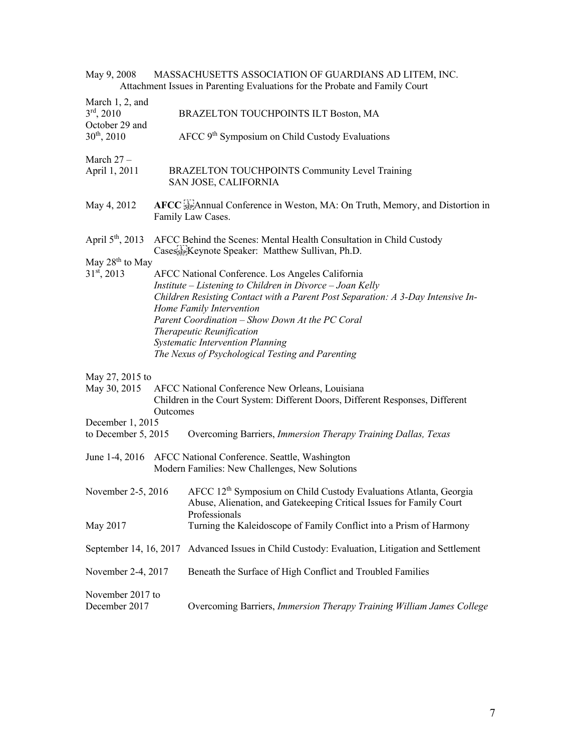May 9, 2008 MASSACHUSETTS ASSOCIATION OF GUARDIANS AD LITEM, INC.
Attachment Issues in Parenting Evaluations for the Probate and Family Court

March 1, 2, and 3rd, 2010 BRAZELTON TOUCHPOINTS ILT Boston, MA

October 29 and 30th, 2010 AFCC 9th Symposium on Child Custody Evaluations

March 27 – April 1, 2011 BRAZELTON TOUCHPOINTS Community Level Training
SAN JOSE, CALIFORNIA

May 4, 2012 **AFCC** Annual Conference in Weston, MA: On Truth, Memory, and Distortion in Family Law Cases.

April 5th, 2013 AFCC Behind the Scenes: Mental Health Consultation in Child Custody Cases Keynote Speaker: Matthew Sullivan, Ph.D.

May 28th to May 31st, 2013 AFCC National Conference. Los Angeles California
*Institute – Listening to Children in Divorce – Joan Kelly*
*Children Resisting Contact with a Parent Post Separation: A 3-Day Intensive In-Home Family Intervention*
*Parent Coordination – Show Down At the PC Coral*
*Therapeutic Reunification*
*Systematic Intervention Planning*
*The Nexus of Psychological Testing and Parenting*

May 27, 2015 to May 30, 2015 AFCC National Conference New Orleans, Louisiana
Children in the Court System: Different Doors, Different Responses, Different Outcomes

December 1, 2015 to December 5, 2015 Overcoming Barriers, *Immersion Therapy Training Dallas, Texas*

June 1-4, 2016 AFCC National Conference. Seattle, Washington
Modern Families: New Challenges, New Solutions

November 2-5, 2016 AFCC 12th Symposium on Child Custody Evaluations Atlanta, Georgia
Abuse, Alienation, and Gatekeeping Critical Issues for Family Court Professionals

May 2017 Turning the Kaleidoscope of Family Conflict into a Prism of Harmony

September 14, 16, 2017 Advanced Issues in Child Custody: Evaluation, Litigation and Settlement

November 2-4, 2017 Beneath the Surface of High Conflict and Troubled Families

November 2017 to December 2017 Overcoming Barriers, *Immersion Therapy Training William James College*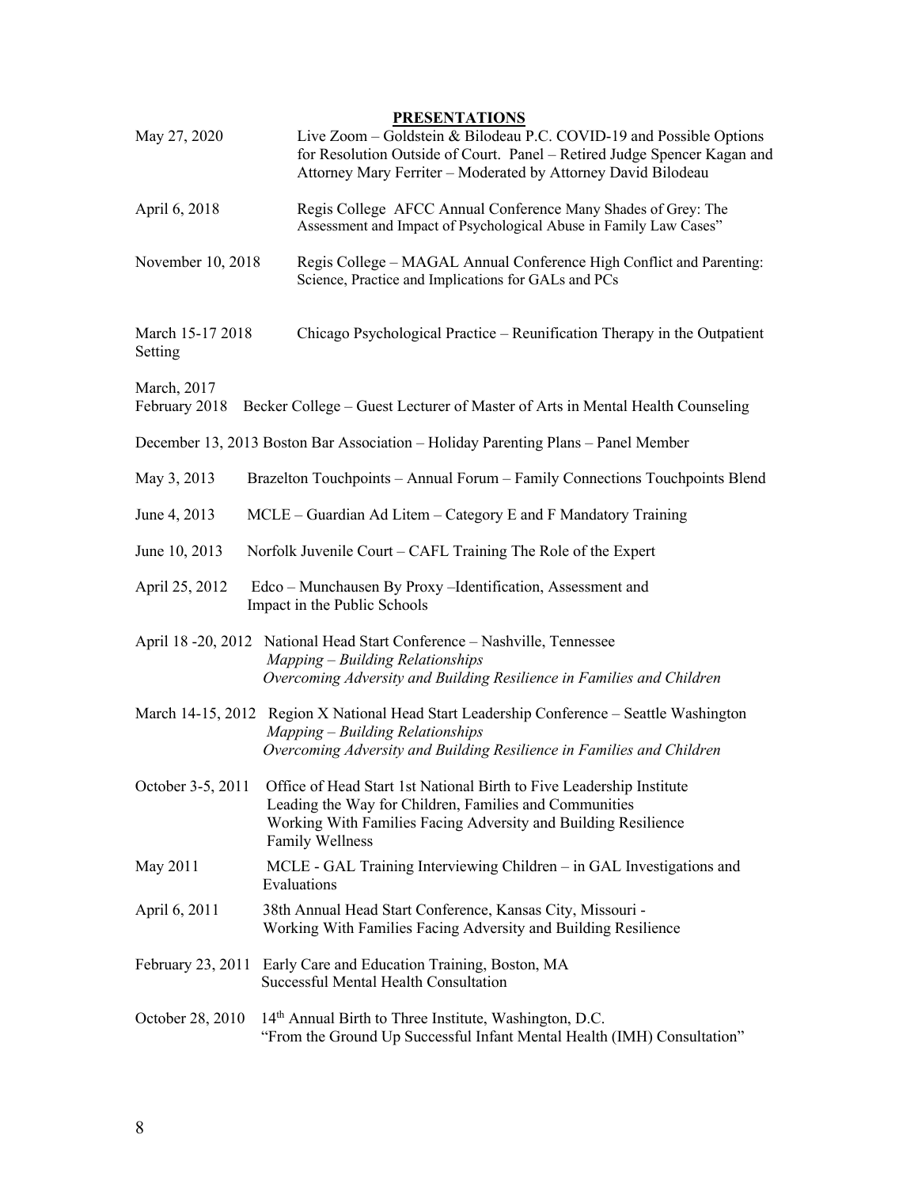**PRESENTATIONS**

May 27, 2020 Live Zoom – Goldstein & Bilodeau P.C. COVID-19 and Possible Options for Resolution Outside of Court. Panel – Retired Judge Spencer Kagan and Attorney Mary Ferriter – Moderated by Attorney David Bilodeau

April 6, 2018 Regis College AFCC Annual Conference Many Shades of Grey: The Assessment and Impact of Psychological Abuse in Family Law Cases"

November 10, 2018 Regis College – MAGAL Annual Conference High Conflict and Parenting: Science, Practice and Implications for GALs and PCs

March 15-17 2018 Setting Chicago Psychological Practice – Reunification Therapy in the Outpatient

March, 2017
February 2018 Becker College – Guest Lecturer of Master of Arts in Mental Health Counseling

December 13, 2013 Boston Bar Association – Holiday Parenting Plans – Panel Member

May 3, 2013 Brazelton Touchpoints – Annual Forum – Family Connections Touchpoints Blend

June 4, 2013 MCLE – Guardian Ad Litem – Category E and F Mandatory Training

June 10, 2013 Norfolk Juvenile Court – CAFL Training The Role of the Expert

April 25, 2012 Edco – Munchausen By Proxy –Identification, Assessment and Impact in the Public Schools

April 18 -20, 2012 National Head Start Conference – Nashville, Tennessee
*Mapping – Building Relationships*
*Overcoming Adversity and Building Resilience in Families and Children*

March 14-15, 2012 Region X National Head Start Leadership Conference – Seattle Washington
*Mapping – Building Relationships*
*Overcoming Adversity and Building Resilience in Families and Children*

October 3-5, 2011 Office of Head Start 1st National Birth to Five Leadership Institute
Leading the Way for Children, Families and Communities
Working With Families Facing Adversity and Building Resilience
Family Wellness

May 2011 MCLE - GAL Training Interviewing Children – in GAL Investigations and Evaluations

April 6, 2011 38th Annual Head Start Conference, Kansas City, Missouri -
Working With Families Facing Adversity and Building Resilience

February 23, 2011 Early Care and Education Training, Boston, MA
Successful Mental Health Consultation

October 28, 2010 14th Annual Birth to Three Institute, Washington, D.C.
"From the Ground Up Successful Infant Mental Health (IMH) Consultation"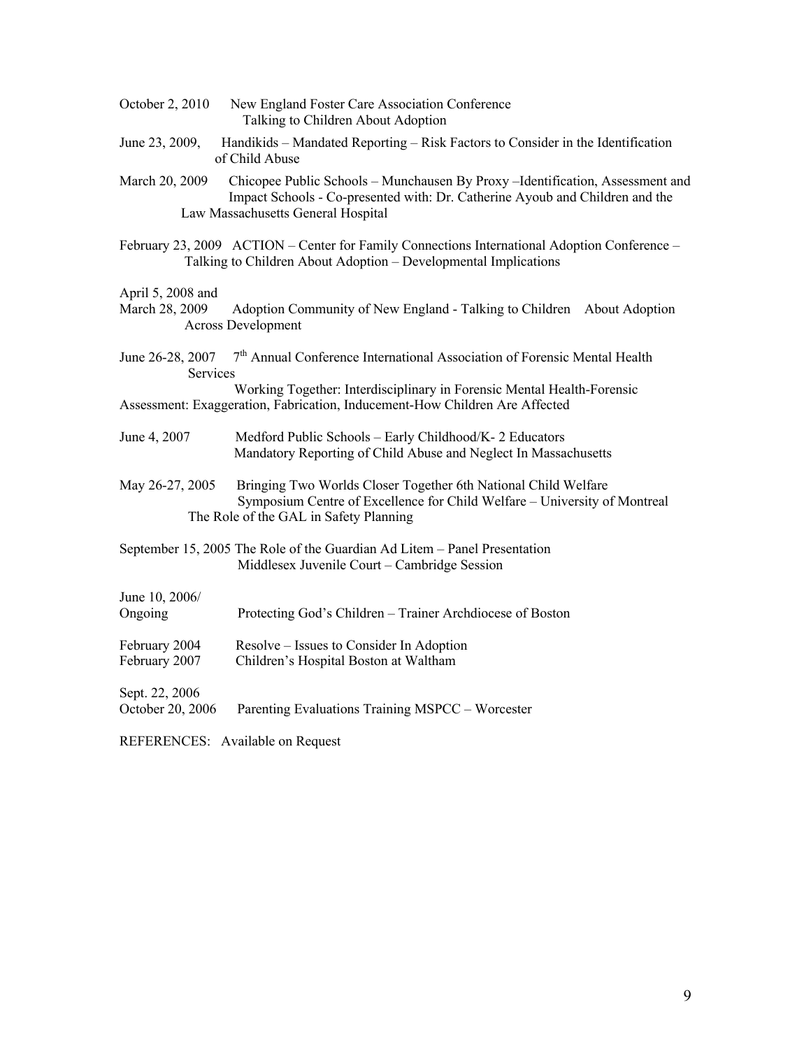October 2, 2010 New England Foster Care Association Conference
Talking to Children About Adoption

June 23, 2009, Handikids – Mandated Reporting – Risk Factors to Consider in the Identification of Child Abuse

March 20, 2009 Chicopee Public Schools – Munchausen By Proxy –Identification, Assessment and Impact Schools - Co-presented with: Dr. Catherine Ayoub and Children and the Law Massachusetts General Hospital

February 23, 2009 ACTION – Center for Family Connections International Adoption Conference – Talking to Children About Adoption – Developmental Implications

April 5, 2008 and
March 28, 2009 Adoption Community of New England - Talking to Children About Adoption Across Development

June 26-28, 2007 7th Annual Conference International Association of Forensic Mental Health Services
Working Together: Interdisciplinary in Forensic Mental Health-Forensic Assessment: Exaggeration, Fabrication, Inducement-How Children Are Affected

June 4, 2007 Medford Public Schools – Early Childhood/K- 2 Educators
Mandatory Reporting of Child Abuse and Neglect In Massachusetts

May 26-27, 2005 Bringing Two Worlds Closer Together 6th National Child Welfare Symposium Centre of Excellence for Child Welfare – University of Montreal
The Role of the GAL in Safety Planning

September 15, 2005 The Role of the Guardian Ad Litem – Panel Presentation
Middlesex Juvenile Court – Cambridge Session

June 10, 2006/
Ongoing Protecting God's Children – Trainer Archdiocese of Boston

February 2004 Resolve – Issues to Consider In Adoption
February 2007 Children's Hospital Boston at Waltham

Sept. 22, 2006
October 20, 2006 Parenting Evaluations Training MSPCC – Worcester

REFERENCES: Available on Request